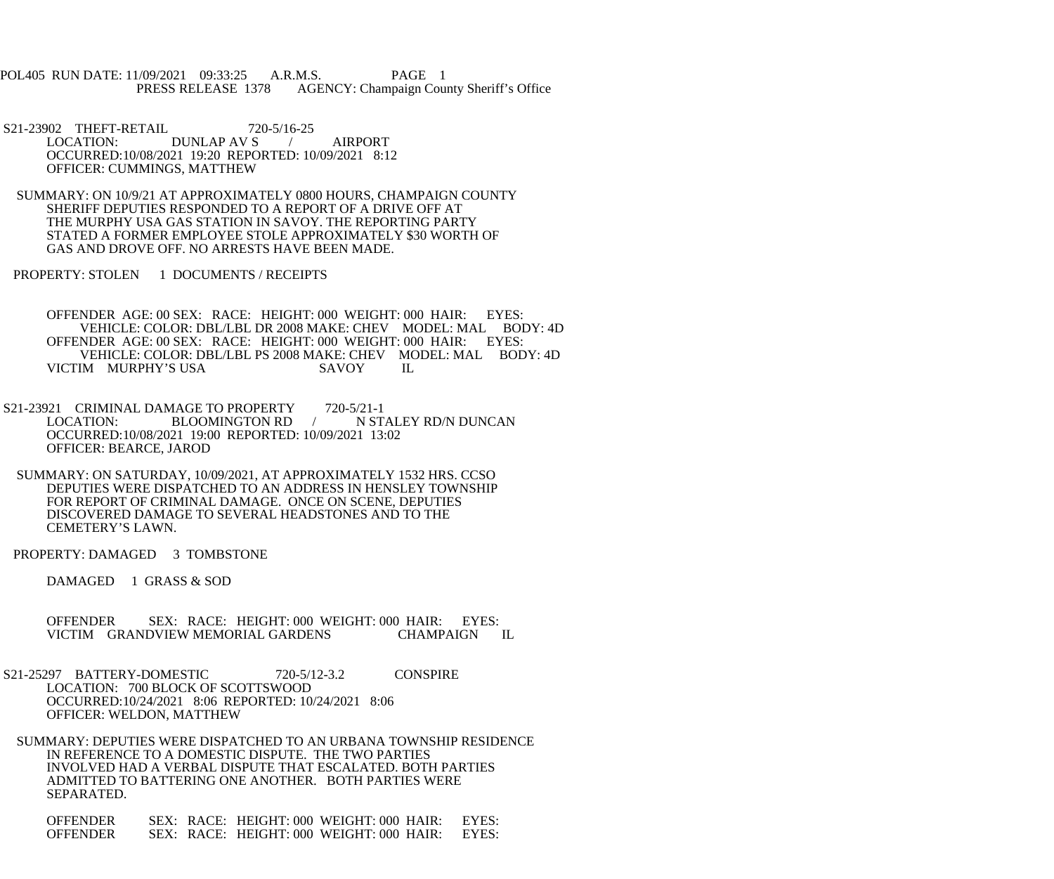POL405 RUN DATE: 11/09/2021 09:33:25 A.R.M.S. PAGE 1
PRESS RELEASE 1378 AGENCY: Champaign County Sheriff's Office

S21-23902 THEFT-RETAIL 720-5/16-25
LOCATION: DUNLAP AV S / AIRPORT
OCCURRED:10/08/2021 19:20 REPORTED: 10/09/2021 8:12
OFFICER: CUMMINGS, MATTHEW

SUMMARY: ON 10/9/21 AT APPROXIMATELY 0800 HOURS, CHAMPAIGN COUNTY SHERIFF DEPUTIES RESPONDED TO A REPORT OF A DRIVE OFF AT THE MURPHY USA GAS STATION IN SAVOY. THE REPORTING PARTY STATED A FORMER EMPLOYEE STOLE APPROXIMATELY $30 WORTH OF GAS AND DROVE OFF. NO ARRESTS HAVE BEEN MADE.

PROPERTY: STOLEN 1 DOCUMENTS / RECEIPTS

OFFENDER AGE: 00 SEX: RACE: HEIGHT: 000 WEIGHT: 000 HAIR: EYES:
VEHICLE: COLOR: DBL/LBL DR 2008 MAKE: CHEV MODEL: MAL BODY: 4D
OFFENDER AGE: 00 SEX: RACE: HEIGHT: 000 WEIGHT: 000 HAIR: EYES:
VEHICLE: COLOR: DBL/LBL PS 2008 MAKE: CHEV MODEL: MAL BODY: 4D
VICTIM MURPHY'S USA SAVOY IL

S21-23921 CRIMINAL DAMAGE TO PROPERTY 720-5/21-1
LOCATION: BLOOMINGTON RD / N STALEY RD/N DUNCAN
OCCURRED:10/08/2021 19:00 REPORTED: 10/09/2021 13:02
OFFICER: BEARCE, JAROD

SUMMARY: ON SATURDAY, 10/09/2021, AT APPROXIMATELY 1532 HRS. CCSO DEPUTIES WERE DISPATCHED TO AN ADDRESS IN HENSLEY TOWNSHIP FOR REPORT OF CRIMINAL DAMAGE. ONCE ON SCENE, DEPUTIES DISCOVERED DAMAGE TO SEVERAL HEADSTONES AND TO THE CEMETERY'S LAWN.

PROPERTY: DAMAGED 3 TOMBSTONE

DAMAGED 1 GRASS & SOD

OFFENDER SEX: RACE: HEIGHT: 000 WEIGHT: 000 HAIR: EYES:
VICTIM GRANDVIEW MEMORIAL GARDENS CHAMPAIGN IL

S21-25297 BATTERY-DOMESTIC 720-5/12-3.2 CONSPIRE
LOCATION: 700 BLOCK OF SCOTTSWOOD
OCCURRED:10/24/2021 8:06 REPORTED: 10/24/2021 8:06
OFFICER: WELDON, MATTHEW

SUMMARY: DEPUTIES WERE DISPATCHED TO AN URBANA TOWNSHIP RESIDENCE IN REFERENCE TO A DOMESTIC DISPUTE. THE TWO PARTIES INVOLVED HAD A VERBAL DISPUTE THAT ESCALATED. BOTH PARTIES ADMITTED TO BATTERING ONE ANOTHER. BOTH PARTIES WERE SEPARATED.

OFFENDER SEX: RACE: HEIGHT: 000 WEIGHT: 000 HAIR: EYES:
OFFENDER SEX: RACE: HEIGHT: 000 WEIGHT: 000 HAIR: EYES: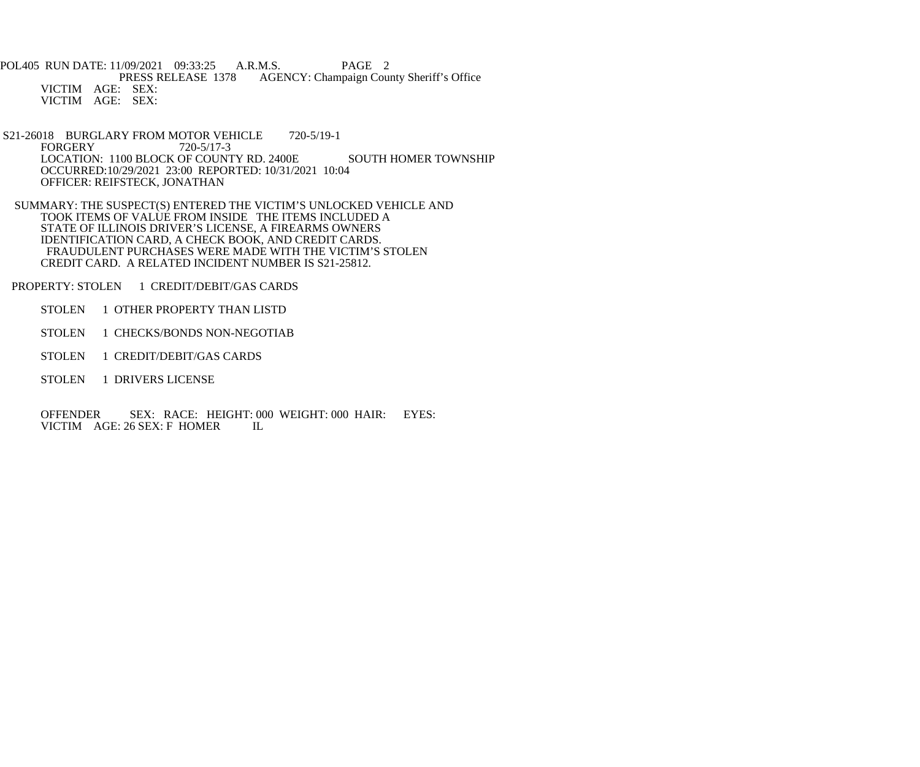VICTIM AGE: SEX:
VICTIM AGE: SEX:

S21-26018 BURGLARY FROM MOTOR VEHICLE 720-5/19-1
FORGERY 720-5/17-3
LOCATION: 1100 BLOCK OF COUNTY RD. 2400E SOUTH HOMER TOWNSHIP
OCCURRED:10/29/2021 23:00 REPORTED: 10/31/2021 10:04
OFFICER: REIFSTECK, JONATHAN

SUMMARY: THE SUSPECT(S) ENTERED THE VICTIM'S UNLOCKED VEHICLE AND TOOK ITEMS OF VALUE FROM INSIDE THE ITEMS INCLUDED A STATE OF ILLINOIS DRIVER'S LICENSE, A FIREARMS OWNERS IDENTIFICATION CARD, A CHECK BOOK, AND CREDIT CARDS. FRAUDULENT PURCHASES WERE MADE WITH THE VICTIM'S STOLEN CREDIT CARD. A RELATED INCIDENT NUMBER IS S21-25812.

PROPERTY: STOLEN 1 CREDIT/DEBIT/GAS CARDS

STOLEN 1 OTHER PROPERTY THAN LISTD

STOLEN 1 CHECKS/BONDS NON-NEGOTIAB

STOLEN 1 CREDIT/DEBIT/GAS CARDS

STOLEN 1 DRIVERS LICENSE

OFFENDER SEX: RACE: HEIGHT: 000 WEIGHT: 000 HAIR: EYES:
VICTIM AGE: 26 SEX: F HOMER IL